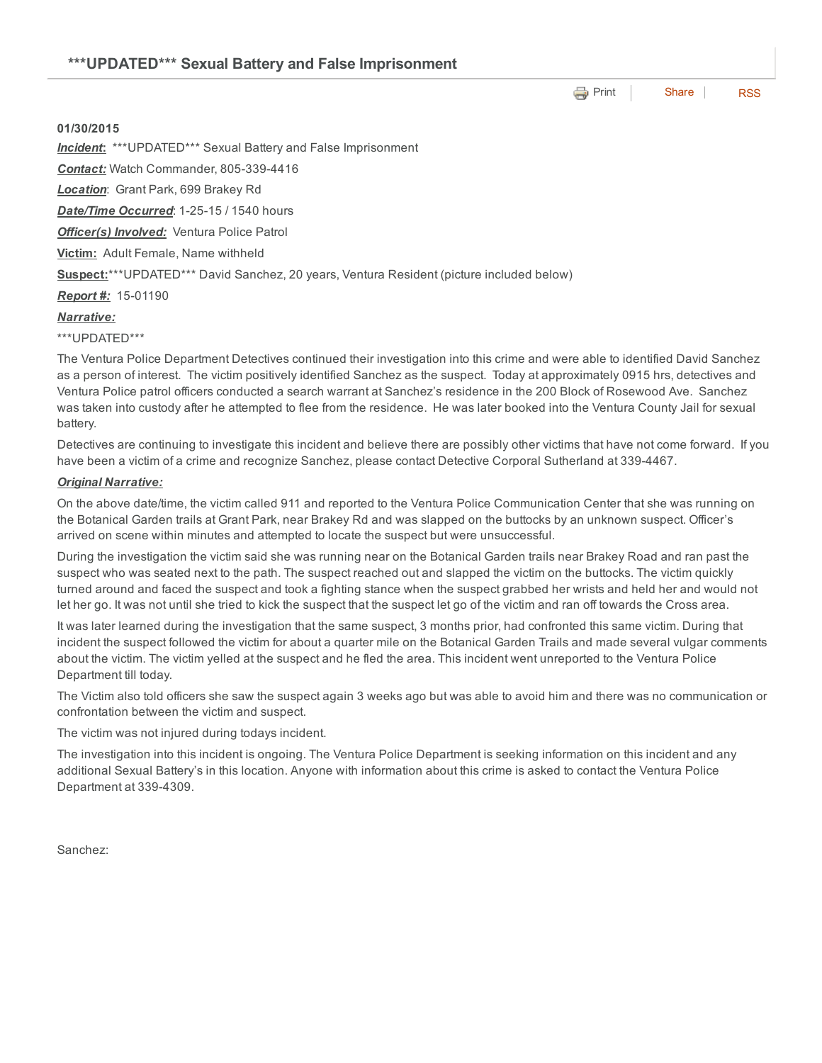## ***UPDATED*** Sexual Battery and False Imprisonment

Print | Share | RSS

**01/30/2015**

***Incident*:** ***UPDATED*** Sexual Battery and False Imprisonment

***Contact:*** Watch Commander, 805-339-4416

***Location*:** Grant Park, 699 Brakey Rd

***Date/Time Occurred*:** 1-25-15 / 1540 hours

***Officer(s) Involved:*** Ventura Police Patrol

**Victim:** Adult Female, Name withheld

**Suspect:** ***UPDATED*** David Sanchez, 20 years, Ventura Resident (picture included below)

***Report #:*** 15-01190

***Narrative:***

***UPDATED***

The Ventura Police Department Detectives continued their investigation into this crime and were able to identified David Sanchez as a person of interest. The victim positively identified Sanchez as the suspect. Today at approximately 0915 hrs, detectives and Ventura Police patrol officers conducted a search warrant at Sanchez's residence in the 200 Block of Rosewood Ave. Sanchez was taken into custody after he attempted to flee from the residence. He was later booked into the Ventura County Jail for sexual battery.

Detectives are continuing to investigate this incident and believe there are possibly other victims that have not come forward. If you have been a victim of a crime and recognize Sanchez, please contact Detective Corporal Sutherland at 339-4467.

***Original Narrative:***

On the above date/time, the victim called 911 and reported to the Ventura Police Communication Center that she was running on the Botanical Garden trails at Grant Park, near Brakey Rd and was slapped on the buttocks by an unknown suspect. Officer's arrived on scene within minutes and attempted to locate the suspect but were unsuccessful.

During the investigation the victim said she was running near on the Botanical Garden trails near Brakey Road and ran past the suspect who was seated next to the path. The suspect reached out and slapped the victim on the buttocks. The victim quickly turned around and faced the suspect and took a fighting stance when the suspect grabbed her wrists and held her and would not let her go. It was not until she tried to kick the suspect that the suspect let go of the victim and ran off towards the Cross area.

It was later learned during the investigation that the same suspect, 3 months prior, had confronted this same victim. During that incident the suspect followed the victim for about a quarter mile on the Botanical Garden Trails and made several vulgar comments about the victim. The victim yelled at the suspect and he fled the area. This incident went unreported to the Ventura Police Department till today.

The Victim also told officers she saw the suspect again 3 weeks ago but was able to avoid him and there was no communication or confrontation between the victim and suspect.

The victim was not injured during todays incident.

The investigation into this incident is ongoing. The Ventura Police Department is seeking information on this incident and any additional Sexual Battery's in this location. Anyone with information about this crime is asked to contact the Ventura Police Department at 339-4309.

Sanchez: